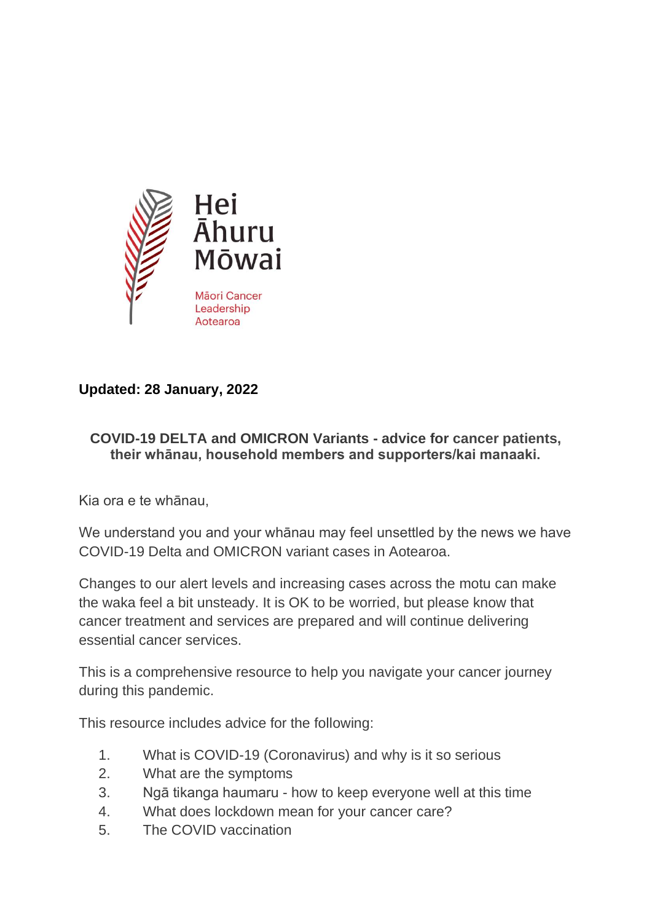Hei Āhuru Mōwai

Māori Cancer Leadership Aotearoa

**Updated: 28 January, 2022**

## COVID-19 DELTA and OMICRON Variants - advice for cancer patients, their whānau, household members and supporters/kai manaaki.

Kia ora e te whānau,

We understand you and your whānau may feel unsettled by the news we have COVID-19 Delta and OMICRON variant cases in Aotearoa.

Changes to our alert levels and increasing cases across the motu can make the waka feel a bit unsteady. It is OK to be worried, but please know that cancer treatment and services are prepared and will continue delivering essential cancer services.

This is a comprehensive resource to help you navigate your cancer journey during this pandemic.

This resource includes advice for the following:

1. What is COVID-19 (Coronavirus) and why is it so serious
2. What are the symptoms
3. Ngā tikanga haumaru - how to keep everyone well at this time
4. What does lockdown mean for your cancer care?
5. The COVID vaccination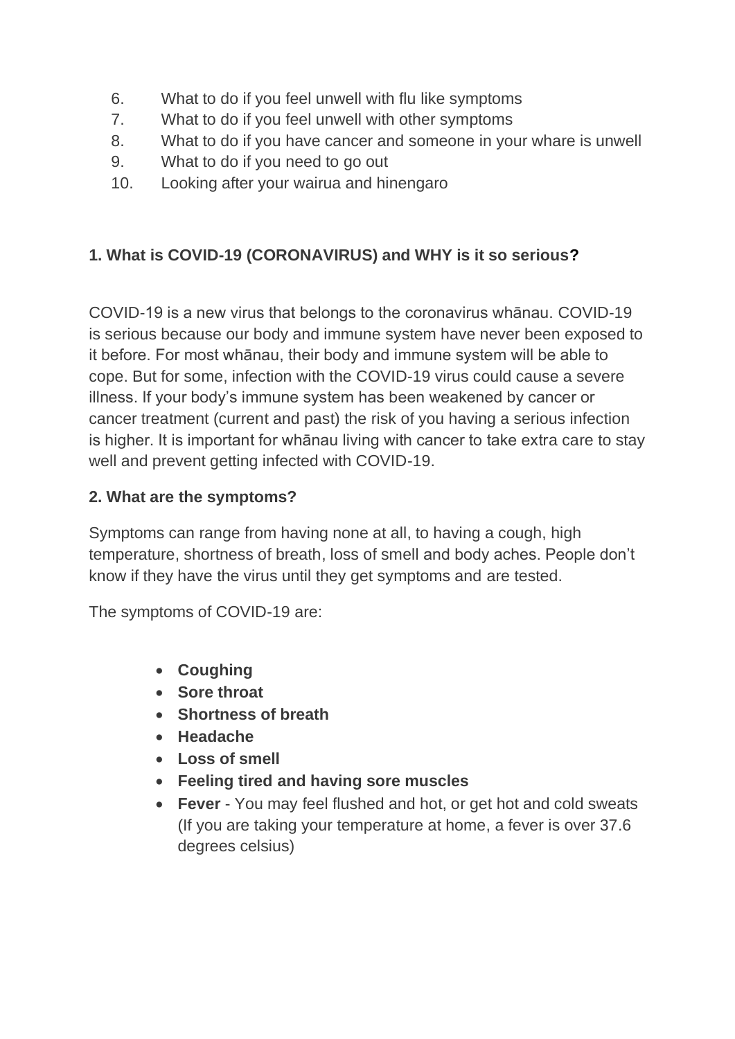6. What to do if you feel unwell with flu like symptoms
7. What to do if you feel unwell with other symptoms
8. What to do if you have cancer and someone in your whare is unwell
9. What to do if you need to go out
10. Looking after your wairua and hinengaro

## 1. What is COVID-19 (CORONAVIRUS) and WHY is it so serious?

COVID-19 is a new virus that belongs to the coronavirus whānau. COVID-19 is serious because our body and immune system have never been exposed to it before. For most whānau, their body and immune system will be able to cope. But for some, infection with the COVID-19 virus could cause a severe illness. If your body's immune system has been weakened by cancer or cancer treatment (current and past) the risk of you having a serious infection is higher. It is important for whānau living with cancer to take extra care to stay well and prevent getting infected with COVID-19.

## 2. What are the symptoms?

Symptoms can range from having none at all, to having a cough, high temperature, shortness of breath, loss of smell and body aches. People don't know if they have the virus until they get symptoms and are tested.

The symptoms of COVID-19 are:

- **Coughing**
- **Sore throat**
- **Shortness of breath**
- **Headache**
- **Loss of smell**
- **Feeling tired and having sore muscles**
- **Fever** - You may feel flushed and hot, or get hot and cold sweats (If you are taking your temperature at home, a fever is over 37.6 degrees celsius)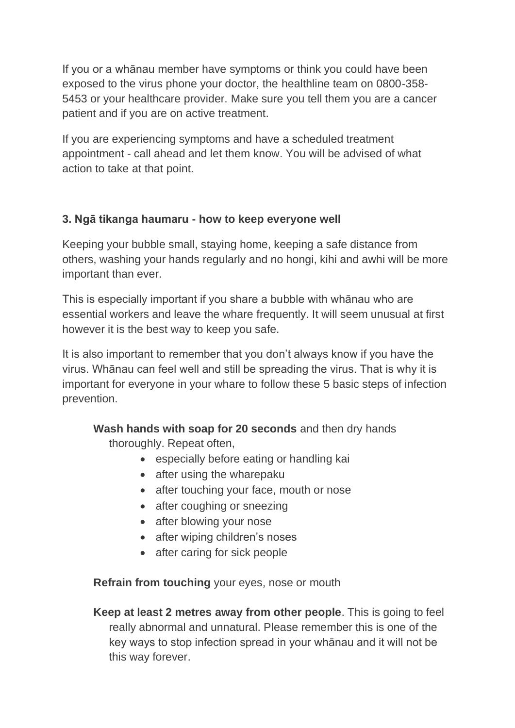If you or a whānau member have symptoms or think you could have been exposed to the virus phone your doctor, the healthline team on 0800-358-5453 or your healthcare provider. Make sure you tell them you are a cancer patient and if you are on active treatment.

If you are experiencing symptoms and have a scheduled treatment appointment - call ahead and let them know. You will be advised of what action to take at that point.

### 3. Ngā tikanga haumaru - how to keep everyone well

Keeping your bubble small, staying home, keeping a safe distance from others, washing your hands regularly and no hongi, kihi and awhi will be more important than ever.

This is especially important if you share a bubble with whānau who are essential workers and leave the whare frequently. It will seem unusual at first however it is the best way to keep you safe.

It is also important to remember that you don't always know if you have the virus. Whānau can feel well and still be spreading the virus. That is why it is important for everyone in your whare to follow these 5 basic steps of infection prevention.

**Wash hands with soap for 20 seconds** and then dry hands thoroughly. Repeat often,

- especially before eating or handling kai
- after using the wharepaku
- after touching your face, mouth or nose
- after coughing or sneezing
- after blowing your nose
- after wiping children's noses
- after caring for sick people

**Refrain from touching** your eyes, nose or mouth

**Keep at least 2 metres away from other people**. This is going to feel really abnormal and unnatural. Please remember this is one of the key ways to stop infection spread in your whānau and it will not be this way forever.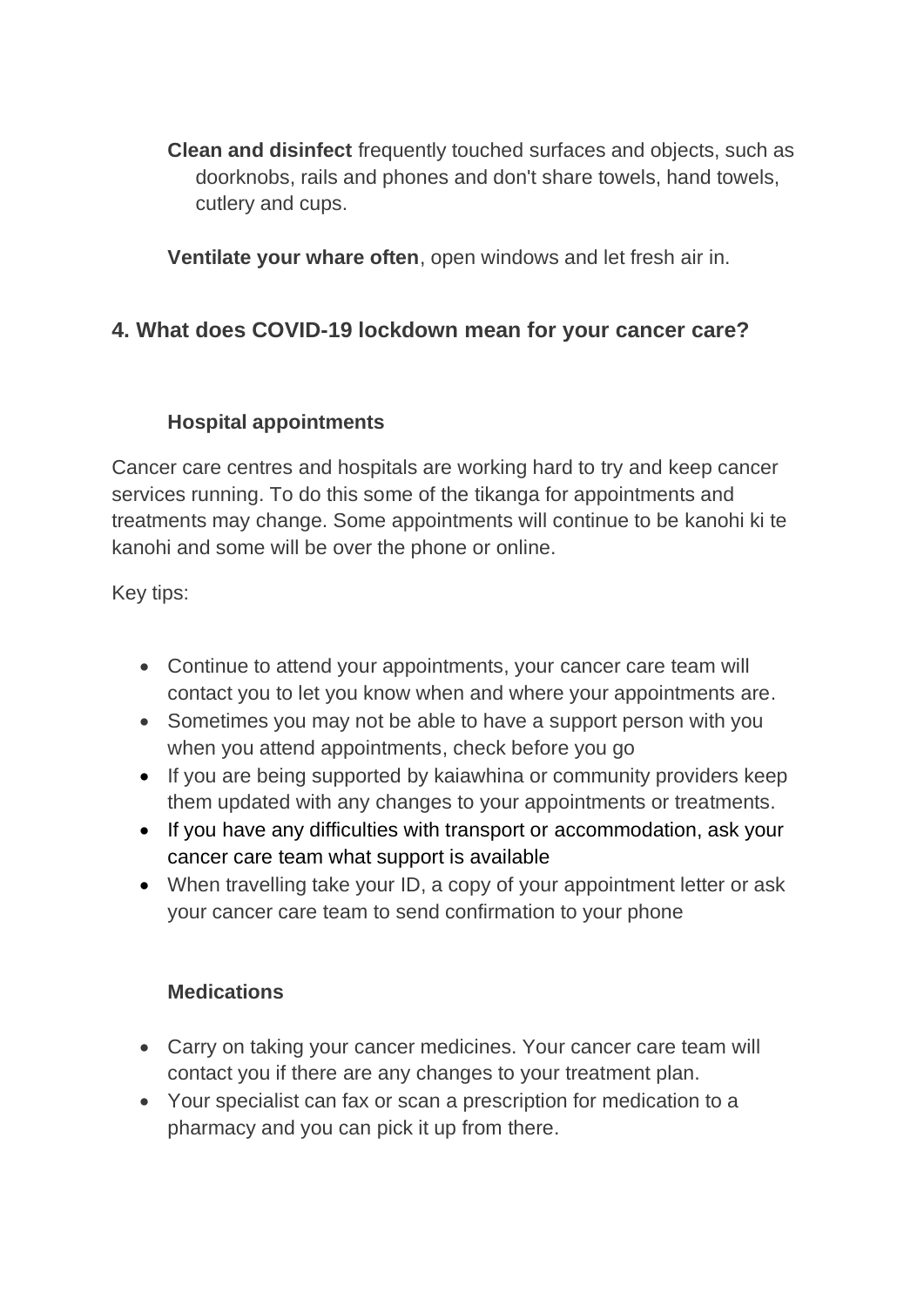**Clean and disinfect** frequently touched surfaces and objects, such as doorknobs, rails and phones and don't share towels, hand towels, cutlery and cups.

**Ventilate your whare often**, open windows and let fresh air in.

## 4. What does COVID-19 lockdown mean for your cancer care?

### Hospital appointments

Cancer care centres and hospitals are working hard to try and keep cancer services running. To do this some of the tikanga for appointments and treatments may change. Some appointments will continue to be kanohi ki te kanohi and some will be over the phone or online.

Key tips:

- Continue to attend your appointments, your cancer care team will contact you to let you know when and where your appointments are.
- Sometimes you may not be able to have a support person with you when you attend appointments, check before you go
- If you are being supported by kaiawhina or community providers keep them updated with any changes to your appointments or treatments.
- If you have any difficulties with transport or accommodation, ask your cancer care team what support is available
- When travelling take your ID, a copy of your appointment letter or ask your cancer care team to send confirmation to your phone

### Medications

- Carry on taking your cancer medicines. Your cancer care team will contact you if there are any changes to your treatment plan.
- Your specialist can fax or scan a prescription for medication to a pharmacy and you can pick it up from there.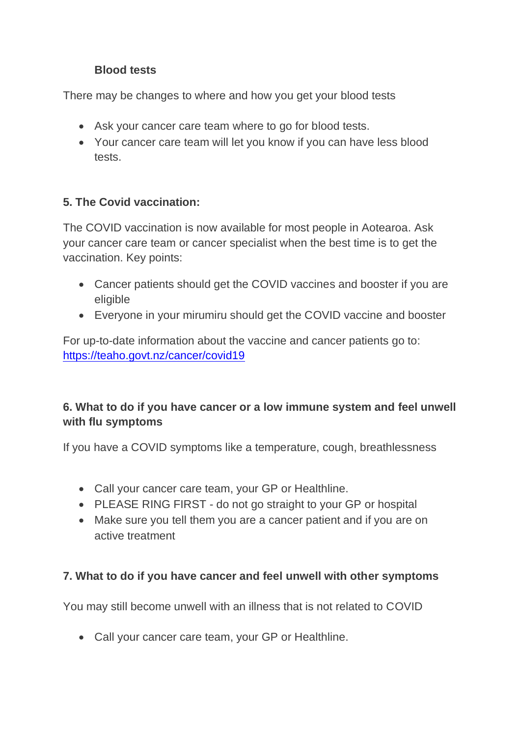**Blood tests**

There may be changes to where and how you get your blood tests

- Ask your cancer care team where to go for blood tests.
- Your cancer care team will let you know if you can have less blood tests.

**5. The Covid vaccination:**

The COVID vaccination is now available for most people in Aotearoa. Ask your cancer care team or cancer specialist when the best time is to get the vaccination. Key points:

- Cancer patients should get the COVID vaccines and booster if you are eligible
- Everyone in your mirumiru should get the COVID vaccine and booster

For up-to-date information about the vaccine and cancer patients go to: https://teaho.govt.nz/cancer/covid19

**6. What to do if you have cancer or a low immune system and feel unwell with flu symptoms**

If you have a COVID symptoms like a temperature, cough, breathlessness

- Call your cancer care team, your GP or Healthline.
- PLEASE RING FIRST - do not go straight to your GP or hospital
- Make sure you tell them you are a cancer patient and if you are on active treatment

**7. What to do if you have cancer and feel unwell with other symptoms**

You may still become unwell with an illness that is not related to COVID

- Call your cancer care team, your GP or Healthline.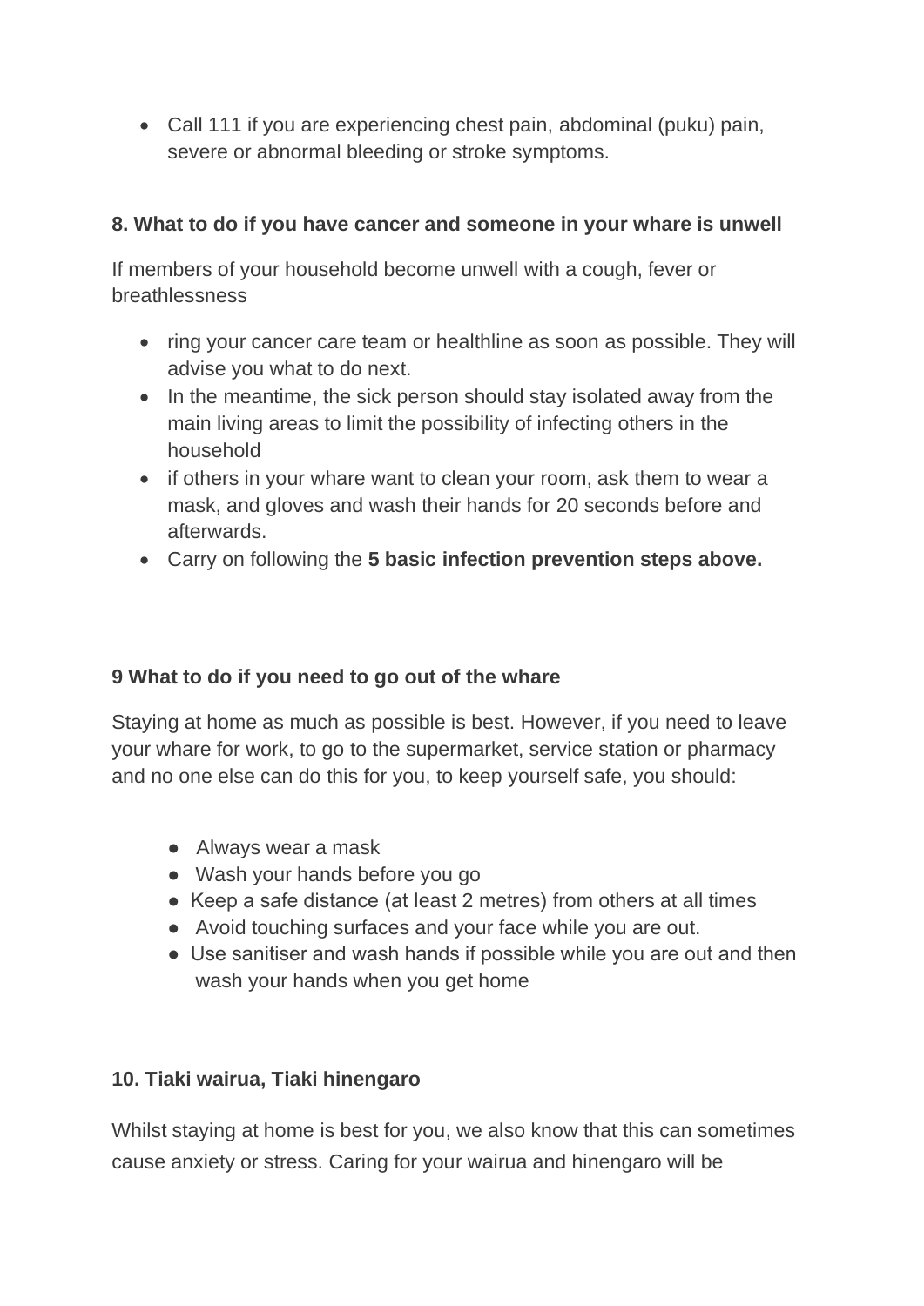- Call 111 if you are experiencing chest pain, abdominal (puku) pain, severe or abnormal bleeding or stroke symptoms.

**8. What to do if you have cancer and someone in your whare is unwell**

If members of your household become unwell with a cough, fever or breathlessness

- ring your cancer care team or healthline as soon as possible. They will advise you what to do next.
- In the meantime, the sick person should stay isolated away from the main living areas to limit the possibility of infecting others in the household
- if others in your whare want to clean your room, ask them to wear a mask, and gloves and wash their hands for 20 seconds before and afterwards.
- Carry on following the **5 basic infection prevention steps above.**

**9 What to do if you need to go out of the whare**

Staying at home as much as possible is best. However, if you need to leave your whare for work, to go to the supermarket, service station or pharmacy and no one else can do this for you, to keep yourself safe, you should:

- Always wear a mask
- Wash your hands before you go
- Keep a safe distance (at least 2 metres) from others at all times
- Avoid touching surfaces and your face while you are out.
- Use sanitiser and wash hands if possible while you are out and then wash your hands when you get home

**10. Tiaki wairua, Tiaki hinengaro**

Whilst staying at home is best for you, we also know that this can sometimes cause anxiety or stress. Caring for your wairua and hinengaro will be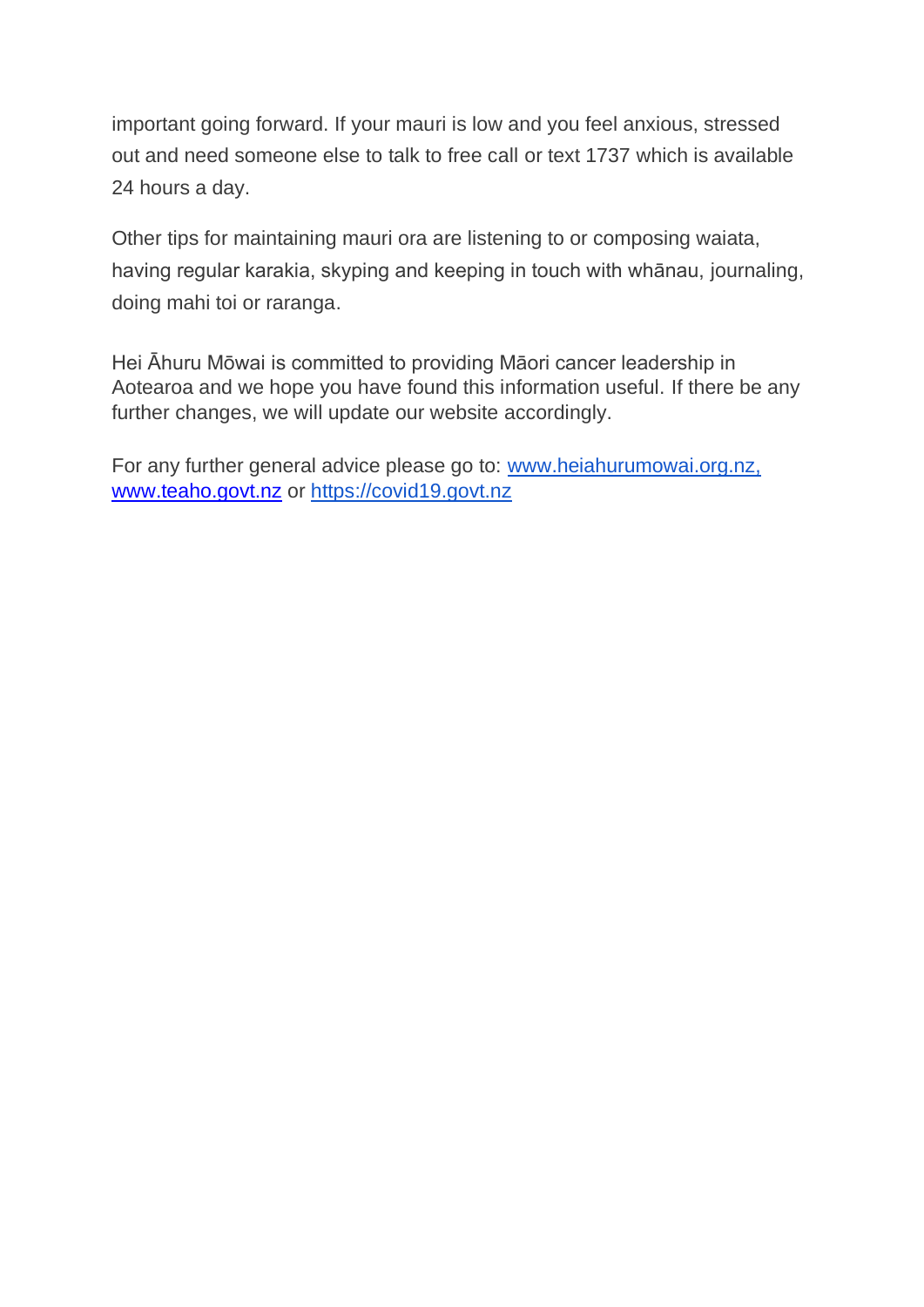important going forward. If your mauri is low and you feel anxious, stressed out and need someone else to talk to free call or text 1737 which is available 24 hours a day.

Other tips for maintaining mauri ora are listening to or composing waiata, having regular karakia, skyping and keeping in touch with whānau, journaling, doing mahi toi or raranga.

Hei Āhuru Mōwai is committed to providing Māori cancer leadership in Aotearoa and we hope you have found this information useful. If there be any further changes, we will update our website accordingly.

For any further general advice please go to: www.heiahurumowai.org.nz, www.teaho.govt.nz or https://covid19.govt.nz